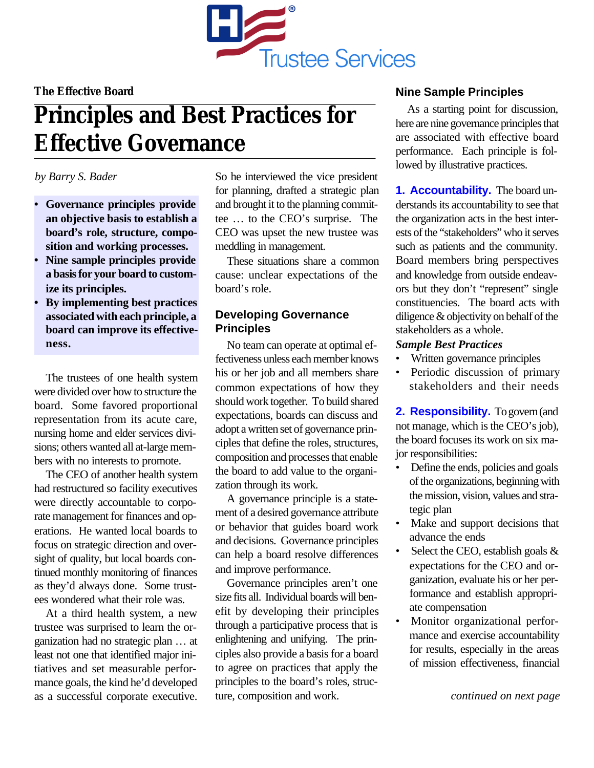The Effective Board

# Principles and Best Practices for Effective Governance

*by Barry S. Bader*

- **Governance principles provide an objective basis to establish a board's role, structure, composition and working processes.**
- **Nine sample principles provide a basis for your board to customize its principles.**
- **By implementing best practices associated with each principle, a board can improve its effectiveness.**

The trustees of one health system were divided over how to structure the board. Some favored proportional representation from its acute care, nursing home and elder services divisions; others wanted all at-large members with no interests to promote.

The CEO of another health system had restructured so facility executives were directly accountable to corporate management for finances and operations. He wanted local boards to focus on strategic direction and oversight of quality, but local boards continued monthly monitoring of finances as they'd always done. Some trustees wondered what their role was.

At a third health system, a new trustee was surprised to learn the organization had no strategic plan … at least not one that identified major initiatives and set measurable performance goals, the kind he'd developed as a successful corporate executive. So he interviewed the vice president for planning, drafted a strategic plan and brought it to the planning committee … to the CEO's surprise. The CEO was upset the new trustee was meddling in management.

These situations share a common cause: unclear expectations of the board's role.

## Developing Governance Principles

No team can operate at optimal effectiveness unless each member knows his or her job and all members share common expectations of how they should work together. To build shared expectations, boards can discuss and adopt a written set of governance principles that define the roles, structures, composition and processes that enable the board to add value to the organization through its work.

A governance principle is a statement of a desired governance attribute or behavior that guides board work and decisions. Governance principles can help a board resolve differences and improve performance.

Governance principles aren't one size fits all. Individual boards will benefit by developing their principles through a participative process that is enlightening and unifying. The principles also provide a basis for a board to agree on practices that apply the principles to the board's roles, structure, composition and work.

## Nine Sample Principles

As a starting point for discussion, here are nine governance principles that are associated with effective board performance. Each principle is followed by illustrative practices.

**1. Accountability.** The board understands its accountability to see that the organization acts in the best interests of the "stakeholders" who it serves such as patients and the community. Board members bring perspectives and knowledge from outside endeavors but they don't "represent" single constituencies. The board acts with diligence & objectivity on behalf of the stakeholders as a whole.

***Sample Best Practices***

- Written governance principles
- Periodic discussion of primary stakeholders and their needs

**2. Responsibility.** To govern (and not manage, which is the CEO's job), the board focuses its work on six major responsibilities:

- Define the ends, policies and goals of the organizations, beginning with the mission, vision, values and strategic plan
- Make and support decisions that advance the ends
- Select the CEO, establish goals & expectations for the CEO and organization, evaluate his or her performance and establish appropriate compensation
- Monitor organizational performance and exercise accountability for results, especially in the areas of mission effectiveness, financial

*continued on next page*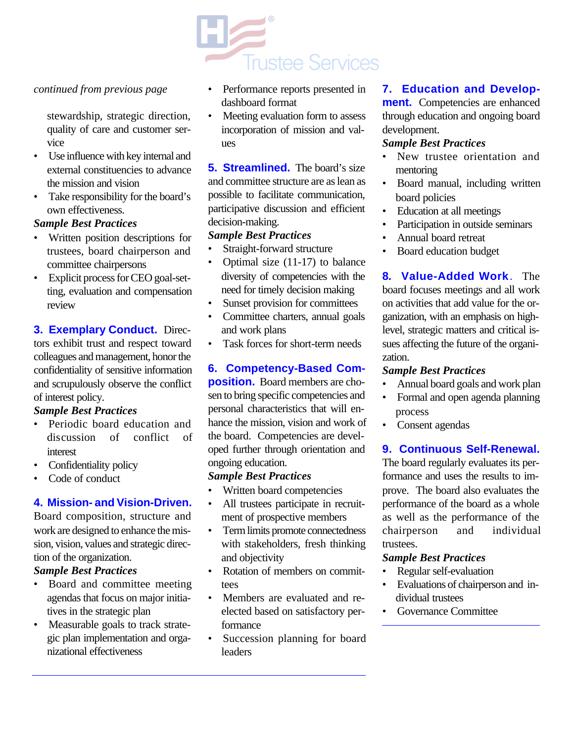*continued from previous page*

stewardship, strategic direction, quality of care and customer service

- Use influence with key internal and external constituencies to advance the mission and vision
- Take responsibility for the board's own effectiveness.

***Sample Best Practices***

- Written position descriptions for trustees, board chairperson and committee chairpersons
- Explicit process for CEO goal-setting, evaluation and compensation review

**3. Exemplary Conduct.** Directors exhibit trust and respect toward colleagues and management, honor the confidentiality of sensitive information and scrupulously observe the conflict of interest policy.

***Sample Best Practices***

- Periodic board education and discussion of conflict of interest
- Confidentiality policy
- Code of conduct

**4. Mission- and Vision-Driven.** Board composition, structure and work are designed to enhance the mission, vision, values and strategic direction of the organization.

***Sample Best Practices***

- Board and committee meeting agendas that focus on major initiatives in the strategic plan
- Measurable goals to track strategic plan implementation and organizational effectiveness
- Performance reports presented in dashboard format
- Meeting evaluation form to assess incorporation of mission and values

**5. Streamlined.** The board's size and committee structure are as lean as possible to facilitate communication, participative discussion and efficient decision-making.

***Sample Best Practices***

- Straight-forward structure
- Optimal size (11-17) to balance diversity of competencies with the need for timely decision making
- Sunset provision for committees
- Committee charters, annual goals and work plans
- Task forces for short-term needs

**6. Competency-Based Composition.** Board members are chosen to bring specific competencies and personal characteristics that will enhance the mission, vision and work of the board. Competencies are developed further through orientation and ongoing education.

***Sample Best Practices***

- Written board competencies
- All trustees participate in recruitment of prospective members
- Term limits promote connectedness with stakeholders, fresh thinking and objectivity
- Rotation of members on committees
- Members are evaluated and re-elected based on satisfactory performance
- Succession planning for board leaders

**7. Education and Development.** Competencies are enhanced through education and ongoing board development.

***Sample Best Practices***

- New trustee orientation and mentoring
- Board manual, including written board policies
- Education at all meetings
- Participation in outside seminars
- Annual board retreat
- Board education budget

**8. Value-Added Work.** The board focuses meetings and all work on activities that add value for the organization, with an emphasis on high-level, strategic matters and critical issues affecting the future of the organization.

***Sample Best Practices***

- Annual board goals and work plan
- Formal and open agenda planning process
- Consent agendas

**9. Continuous Self-Renewal.** The board regularly evaluates its performance and uses the results to improve. The board also evaluates the performance of the board as a whole as well as the performance of the chairperson and individual trustees.

***Sample Best Practices***

- Regular self-evaluation
- Evaluations of chairperson and individual trustees
- Governance Committee